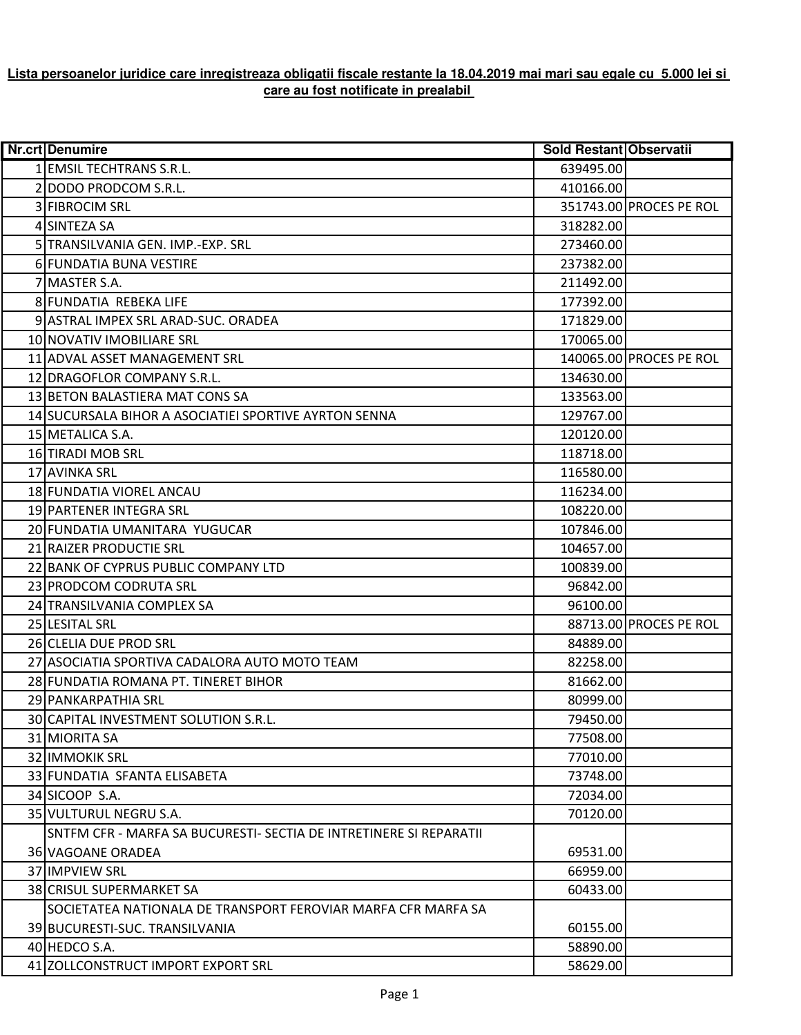**Lista persoanelor juridice care inregistreaza obligatii fiscale restante la 18.04.2019 mai mari sau egale cu 5.000 lei si care au fost notificate in prealabil**

| Nr.crt | Denumire | Sold Restant | Observatii |
|---|---|---|---|
| 1 | EMSIL TECHTRANS S.R.L. | 639495.00 | |
| 2 | DODO PRODCOM S.R.L. | 410166.00 | |
| 3 | FIBROCIM SRL | 351743.00 | PROCES PE ROL |
| 4 | SINTEZA SA | 318282.00 | |
| 5 | TRANSILVANIA GEN. IMP.-EXP. SRL | 273460.00 | |
| 6 | FUNDATIA BUNA VESTIRE | 237382.00 | |
| 7 | MASTER S.A. | 211492.00 | |
| 8 | FUNDATIA REBEKA LIFE | 177392.00 | |
| 9 | ASTRAL IMPEX SRL ARAD-SUC. ORADEA | 171829.00 | |
| 10 | NOVATIV IMOBILIARE SRL | 170065.00 | |
| 11 | ADVAL ASSET MANAGEMENT SRL | 140065.00 | PROCES PE ROL |
| 12 | DRAGOFLOR COMPANY S.R.L. | 134630.00 | |
| 13 | BETON BALASTIERA MAT CONS SA | 133563.00 | |
| 14 | SUCURSALA BIHOR A ASOCIATIEI SPORTIVE AYRTON SENNA | 129767.00 | |
| 15 | METALICA S.A. | 120120.00 | |
| 16 | TIRADI MOB SRL | 118718.00 | |
| 17 | AVINKA SRL | 116580.00 | |
| 18 | FUNDATIA VIOREL ANCAU | 116234.00 | |
| 19 | PARTENER INTEGRA SRL | 108220.00 | |
| 20 | FUNDATIA UMANITARA YUGUCAR | 107846.00 | |
| 21 | RAIZER PRODUCTIE SRL | 104657.00 | |
| 22 | BANK OF CYPRUS PUBLIC COMPANY LTD | 100839.00 | |
| 23 | PRODCOM CODRUTA SRL | 96842.00 | |
| 24 | TRANSILVANIA COMPLEX SA | 96100.00 | |
| 25 | LESITAL SRL | 88713.00 | PROCES PE ROL |
| 26 | CLELIA DUE PROD SRL | 84889.00 | |
| 27 | ASOCIATIA SPORTIVA CADALORA AUTO MOTO TEAM | 82258.00 | |
| 28 | FUNDATIA ROMANA PT. TINERET BIHOR | 81662.00 | |
| 29 | PANKARPATHIA SRL | 80999.00 | |
| 30 | CAPITAL INVESTMENT SOLUTION S.R.L. | 79450.00 | |
| 31 | MIORITA SA | 77508.00 | |
| 32 | IMMOKIK SRL | 77010.00 | |
| 33 | FUNDATIA SFANTA ELISABETA | 73748.00 | |
| 34 | SICOOP S.A. | 72034.00 | |
| 35 | VULTURUL NEGRU S.A. | 70120.00 | |
| 36 | SNTFM CFR - MARFA SA BUCURESTI- SECTIA DE INTRETINERE SI REPARATII VAGOANE ORADEA | 69531.00 | |
| 37 | IMPVIEW SRL | 66959.00 | |
| 38 | CRISUL SUPERMARKET SA | 60433.00 | |
| 39 | SOCIETATEA NATIONALA DE TRANSPORT FEROVIAR MARFA CFR MARFA SA BUCURESTI-SUC. TRANSILVANIA | 60155.00 | |
| 40 | HEDCO S.A. | 58890.00 | |
| 41 | ZOLLCONSTRUCT IMPORT EXPORT SRL | 58629.00 | |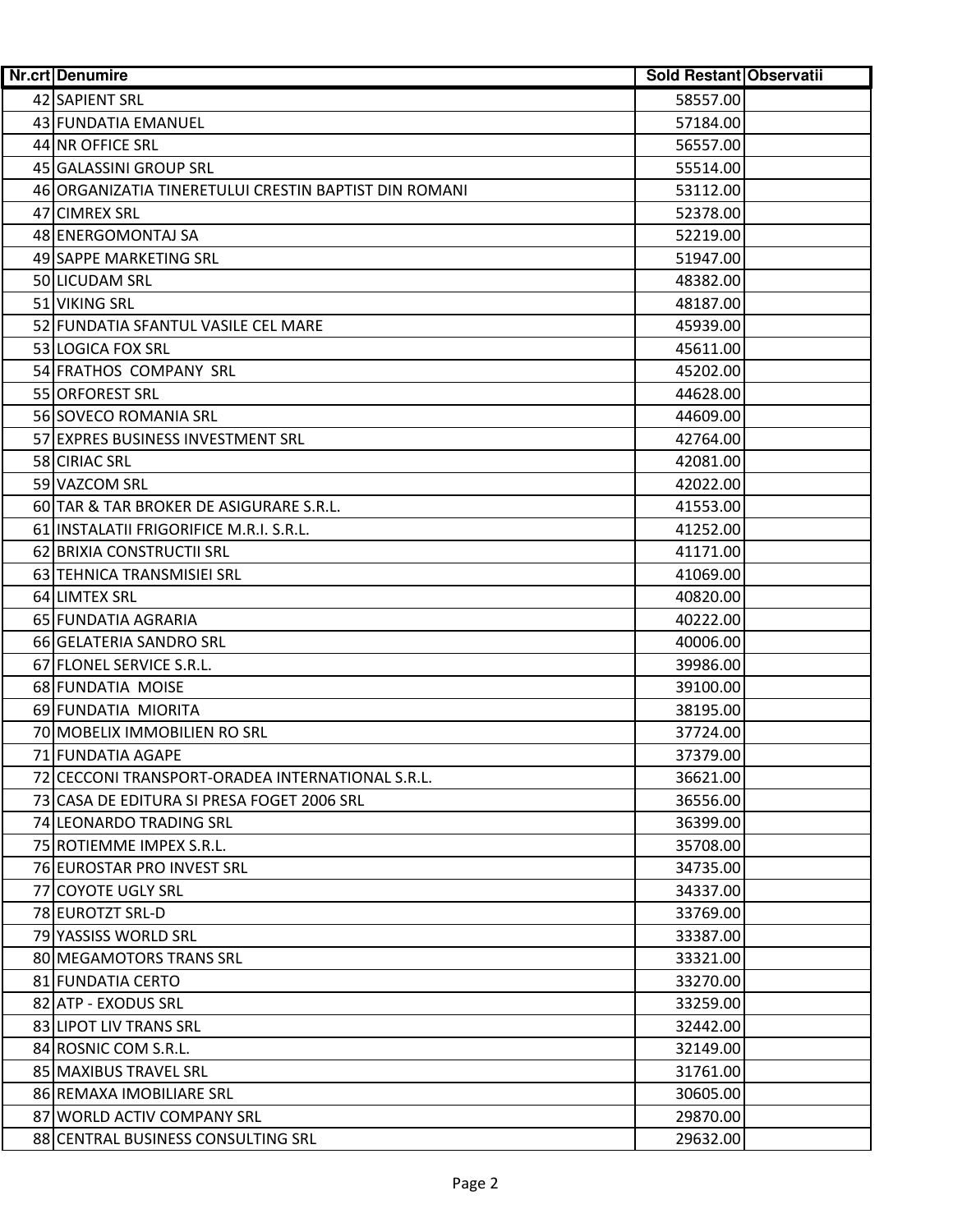| Nr.crt | Denumire | Sold Restant | Observatii |
|---|---|---|---|
| 42 | SAPIENT SRL | 58557.00 | |
| 43 | FUNDATIA EMANUEL | 57184.00 | |
| 44 | NR OFFICE SRL | 56557.00 | |
| 45 | GALASSINI GROUP SRL | 55514.00 | |
| 46 | ORGANIZATIA TINERETULUI CRESTIN BAPTIST DIN ROMANI | 53112.00 | |
| 47 | CIMREX SRL | 52378.00 | |
| 48 | ENERGOMONTAJ SA | 52219.00 | |
| 49 | SAPPE MARKETING SRL | 51947.00 | |
| 50 | LICUDAM SRL | 48382.00 | |
| 51 | VIKING SRL | 48187.00 | |
| 52 | FUNDATIA SFANTUL VASILE CEL MARE | 45939.00 | |
| 53 | LOGICA FOX SRL | 45611.00 | |
| 54 | FRATHOS COMPANY SRL | 45202.00 | |
| 55 | ORFOREST SRL | 44628.00 | |
| 56 | SOVECO ROMANIA SRL | 44609.00 | |
| 57 | EXPRES BUSINESS INVESTMENT SRL | 42764.00 | |
| 58 | CIRIAC SRL | 42081.00 | |
| 59 | VAZCOM SRL | 42022.00 | |
| 60 | TAR & TAR BROKER DE ASIGURARE S.R.L. | 41553.00 | |
| 61 | INSTALATII FRIGORIFICE M.R.I. S.R.L. | 41252.00 | |
| 62 | BRIXIA CONSTRUCTII SRL | 41171.00 | |
| 63 | TEHNICA TRANSMISIEI SRL | 41069.00 | |
| 64 | LIMTEX SRL | 40820.00 | |
| 65 | FUNDATIA AGRARIA | 40222.00 | |
| 66 | GELATERIA SANDRO SRL | 40006.00 | |
| 67 | FLONEL SERVICE S.R.L. | 39986.00 | |
| 68 | FUNDATIA MOISE | 39100.00 | |
| 69 | FUNDATIA MIORITA | 38195.00 | |
| 70 | MOBELIX IMMOBILIEN RO SRL | 37724.00 | |
| 71 | FUNDATIA AGAPE | 37379.00 | |
| 72 | CECCONI TRANSPORT-ORADEA INTERNATIONAL S.R.L. | 36621.00 | |
| 73 | CASA DE EDITURA SI PRESA FOGET 2006 SRL | 36556.00 | |
| 74 | LEONARDO TRADING SRL | 36399.00 | |
| 75 | ROTIEMME IMPEX S.R.L. | 35708.00 | |
| 76 | EUROSTAR PRO INVEST SRL | 34735.00 | |
| 77 | COYOTE UGLY SRL | 34337.00 | |
| 78 | EUROTZT SRL-D | 33769.00 | |
| 79 | YASSISS WORLD SRL | 33387.00 | |
| 80 | MEGAMOTORS TRANS SRL | 33321.00 | |
| 81 | FUNDATIA CERTO | 33270.00 | |
| 82 | ATP - EXODUS SRL | 33259.00 | |
| 83 | LIPOT LIV TRANS SRL | 32442.00 | |
| 84 | ROSNIC COM S.R.L. | 32149.00 | |
| 85 | MAXIBUS TRAVEL SRL | 31761.00 | |
| 86 | REMAXA IMOBILIARE SRL | 30605.00 | |
| 87 | WORLD ACTIV COMPANY SRL | 29870.00 | |
| 88 | CENTRAL BUSINESS CONSULTING SRL | 29632.00 | |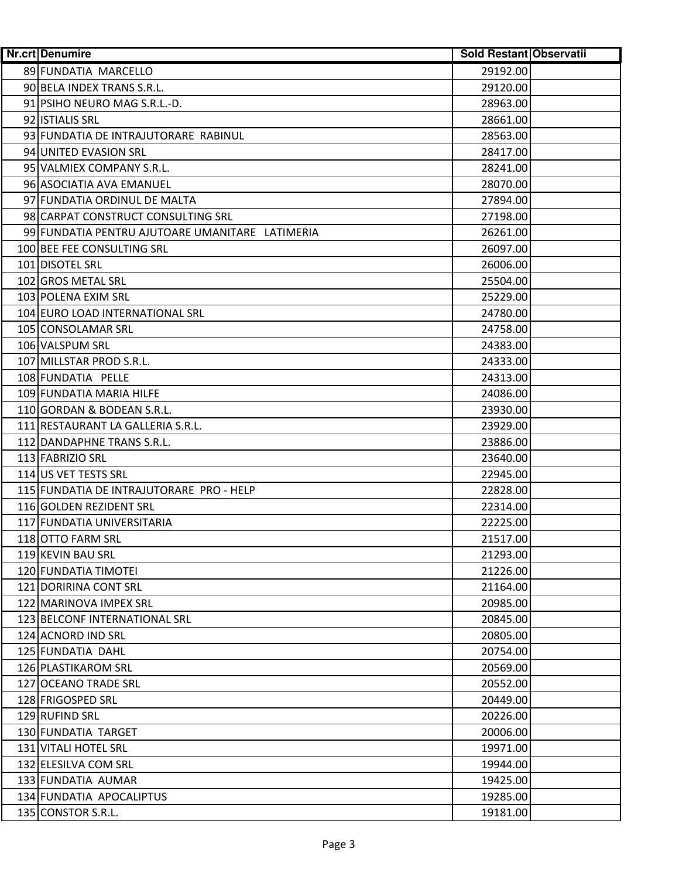| Nr.crt | Denumire | Sold Restant | Observatii |
|---|---|---|---|
| 89 | FUNDATIA MARCELLO | 29192.00 | |
| 90 | BELA INDEX TRANS S.R.L. | 29120.00 | |
| 91 | PSIHO NEURO MAG S.R.L.-D. | 28963.00 | |
| 92 | ISTIALIS SRL | 28661.00 | |
| 93 | FUNDATIA DE INTRAJUTORARE RABINUL | 28563.00 | |
| 94 | UNITED EVASION SRL | 28417.00 | |
| 95 | VALMIEX COMPANY S.R.L. | 28241.00 | |
| 96 | ASOCIATIA AVA EMANUEL | 28070.00 | |
| 97 | FUNDATIA ORDINUL DE MALTA | 27894.00 | |
| 98 | CARPAT CONSTRUCT CONSULTING SRL | 27198.00 | |
| 99 | FUNDATIA PENTRU AJUTOARE UMANITARE LATIMERIA | 26261.00 | |
| 100 | BEE FEE CONSULTING SRL | 26097.00 | |
| 101 | DISOTEL SRL | 26006.00 | |
| 102 | GROS METAL SRL | 25504.00 | |
| 103 | POLENA EXIM SRL | 25229.00 | |
| 104 | EURO LOAD INTERNATIONAL SRL | 24780.00 | |
| 105 | CONSOLAMAR SRL | 24758.00 | |
| 106 | VALSPUM SRL | 24383.00 | |
| 107 | MILLSTAR PROD S.R.L. | 24333.00 | |
| 108 | FUNDATIA PELLE | 24313.00 | |
| 109 | FUNDATIA MARIA HILFE | 24086.00 | |
| 110 | GORDAN & BODEAN S.R.L. | 23930.00 | |
| 111 | RESTAURANT LA GALLERIA S.R.L. | 23929.00 | |
| 112 | DANDAPHNE TRANS S.R.L. | 23886.00 | |
| 113 | FABRIZIO SRL | 23640.00 | |
| 114 | US VET TESTS SRL | 22945.00 | |
| 115 | FUNDATIA DE INTRAJUTORARE PRO - HELP | 22828.00 | |
| 116 | GOLDEN REZIDENT SRL | 22314.00 | |
| 117 | FUNDATIA UNIVERSITARIA | 22225.00 | |
| 118 | OTTO FARM SRL | 21517.00 | |
| 119 | KEVIN BAU SRL | 21293.00 | |
| 120 | FUNDATIA TIMOTEI | 21226.00 | |
| 121 | DORIRINA CONT SRL | 21164.00 | |
| 122 | MARINOVA IMPEX SRL | 20985.00 | |
| 123 | BELCONF INTERNATIONAL SRL | 20845.00 | |
| 124 | ACNORD IND SRL | 20805.00 | |
| 125 | FUNDATIA DAHL | 20754.00 | |
| 126 | PLASTIKAROM SRL | 20569.00 | |
| 127 | OCEANO TRADE SRL | 20552.00 | |
| 128 | FRIGOSPED SRL | 20449.00 | |
| 129 | RUFIND SRL | 20226.00 | |
| 130 | FUNDATIA TARGET | 20006.00 | |
| 131 | VITALI HOTEL SRL | 19971.00 | |
| 132 | ELESILVA COM SRL | 19944.00 | |
| 133 | FUNDATIA AUMAR | 19425.00 | |
| 134 | FUNDATIA APOCALIPTUS | 19285.00 | |
| 135 | CONSTOR S.R.L. | 19181.00 | |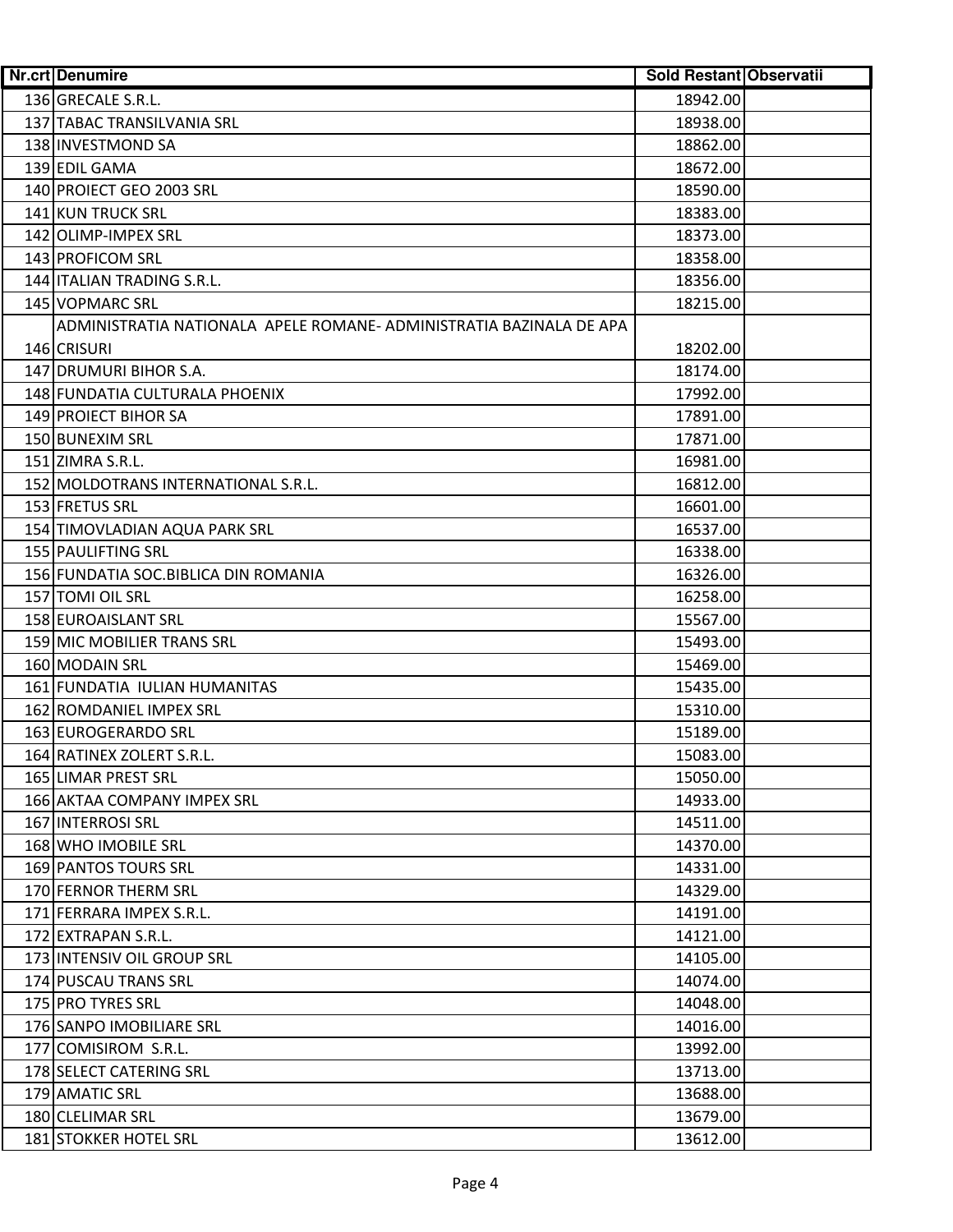| Nr.crt | Denumire | Sold Restant | Observatii |
|---|---|---|---|
| 136 | GRECALE S.R.L. | 18942.00 | |
| 137 | TABAC TRANSILVANIA SRL | 18938.00 | |
| 138 | INVESTMOND SA | 18862.00 | |
| 139 | EDIL GAMA | 18672.00 | |
| 140 | PROIECT GEO 2003 SRL | 18590.00 | |
| 141 | KUN TRUCK SRL | 18383.00 | |
| 142 | OLIMP-IMPEX SRL | 18373.00 | |
| 143 | PROFICOM SRL | 18358.00 | |
| 144 | ITALIAN TRADING S.R.L. | 18356.00 | |
| 145 | VOPMARC SRL | 18215.00 | |
| 146 | ADMINISTRATIA NATIONALA APELE ROMANE- ADMINISTRATIA BAZINALA DE APA CRISURI | 18202.00 | |
| 147 | DRUMURI BIHOR S.A. | 18174.00 | |
| 148 | FUNDATIA CULTURALA PHOENIX | 17992.00 | |
| 149 | PROIECT BIHOR SA | 17891.00 | |
| 150 | BUNEXIM SRL | 17871.00 | |
| 151 | ZIMRA S.R.L. | 16981.00 | |
| 152 | MOLDOTRANS INTERNATIONAL S.R.L. | 16812.00 | |
| 153 | FRETUS SRL | 16601.00 | |
| 154 | TIMOVLADIAN AQUA PARK SRL | 16537.00 | |
| 155 | PAULIFTING SRL | 16338.00 | |
| 156 | FUNDATIA SOC.BIBLICA DIN ROMANIA | 16326.00 | |
| 157 | TOMI OIL SRL | 16258.00 | |
| 158 | EUROAISLANT SRL | 15567.00 | |
| 159 | MIC MOBILIER TRANS SRL | 15493.00 | |
| 160 | MODAIN SRL | 15469.00 | |
| 161 | FUNDATIA IULIAN HUMANITAS | 15435.00 | |
| 162 | ROMDANIEL IMPEX SRL | 15310.00 | |
| 163 | EUROGERARDO SRL | 15189.00 | |
| 164 | RATINEX ZOLERT S.R.L. | 15083.00 | |
| 165 | LIMAR PREST SRL | 15050.00 | |
| 166 | AKTAA COMPANY IMPEX SRL | 14933.00 | |
| 167 | INTERROSI SRL | 14511.00 | |
| 168 | WHO IMOBILE SRL | 14370.00 | |
| 169 | PANTOS TOURS SRL | 14331.00 | |
| 170 | FERNOR THERM SRL | 14329.00 | |
| 171 | FERRARA IMPEX S.R.L. | 14191.00 | |
| 172 | EXTRAPAN S.R.L. | 14121.00 | |
| 173 | INTENSIV OIL GROUP SRL | 14105.00 | |
| 174 | PUSCAU TRANS SRL | 14074.00 | |
| 175 | PRO TYRES SRL | 14048.00 | |
| 176 | SANPO IMOBILIARE SRL | 14016.00 | |
| 177 | COMISIROM S.R.L. | 13992.00 | |
| 178 | SELECT CATERING SRL | 13713.00 | |
| 179 | AMATIC SRL | 13688.00 | |
| 180 | CLELIMAR SRL | 13679.00 | |
| 181 | STOKKER HOTEL SRL | 13612.00 | |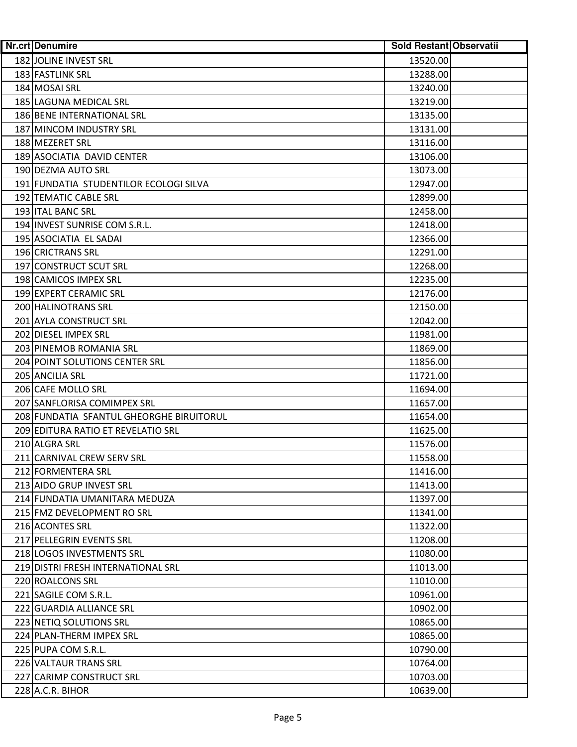| Nr.crt | Denumire | Sold Restant | Observatii |
|---|---|---|---|
| 182 | JOLINE INVEST SRL | 13520.00 | |
| 183 | FASTLINK SRL | 13288.00 | |
| 184 | MOSAI SRL | 13240.00 | |
| 185 | LAGUNA MEDICAL SRL | 13219.00 | |
| 186 | BENE INTERNATIONAL SRL | 13135.00 | |
| 187 | MINCOM INDUSTRY SRL | 13131.00 | |
| 188 | MEZERET SRL | 13116.00 | |
| 189 | ASOCIATIA DAVID CENTER | 13106.00 | |
| 190 | DEZMA AUTO SRL | 13073.00 | |
| 191 | FUNDATIA STUDENTILOR ECOLOGI SILVA | 12947.00 | |
| 192 | TEMATIC CABLE SRL | 12899.00 | |
| 193 | ITAL BANC SRL | 12458.00 | |
| 194 | INVEST SUNRISE COM S.R.L. | 12418.00 | |
| 195 | ASOCIATIA EL SADAI | 12366.00 | |
| 196 | CRICTRANS SRL | 12291.00 | |
| 197 | CONSTRUCT SCUT SRL | 12268.00 | |
| 198 | CAMICOS IMPEX SRL | 12235.00 | |
| 199 | EXPERT CERAMIC SRL | 12176.00 | |
| 200 | HALINOTRANS SRL | 12150.00 | |
| 201 | AYLA CONSTRUCT SRL | 12042.00 | |
| 202 | DIESEL IMPEX SRL | 11981.00 | |
| 203 | PINEMOB ROMANIA SRL | 11869.00 | |
| 204 | POINT SOLUTIONS CENTER SRL | 11856.00 | |
| 205 | ANCILIA SRL | 11721.00 | |
| 206 | CAFE MOLLO SRL | 11694.00 | |
| 207 | SANFLORISA COMIMPEX SRL | 11657.00 | |
| 208 | FUNDATIA SFANTUL GHEORGHE BIRUITORUL | 11654.00 | |
| 209 | EDITURA RATIO ET REVELATIO SRL | 11625.00 | |
| 210 | ALGRA SRL | 11576.00 | |
| 211 | CARNIVAL CREW SERV SRL | 11558.00 | |
| 212 | FORMENTERA SRL | 11416.00 | |
| 213 | AIDO GRUP INVEST SRL | 11413.00 | |
| 214 | FUNDATIA UMANITARA MEDUZA | 11397.00 | |
| 215 | FMZ DEVELOPMENT RO SRL | 11341.00 | |
| 216 | ACONTES SRL | 11322.00 | |
| 217 | PELLEGRIN EVENTS SRL | 11208.00 | |
| 218 | LOGOS INVESTMENTS SRL | 11080.00 | |
| 219 | DISTRI FRESH INTERNATIONAL SRL | 11013.00 | |
| 220 | ROALCONS SRL | 11010.00 | |
| 221 | SAGILE COM S.R.L. | 10961.00 | |
| 222 | GUARDIA ALLIANCE SRL | 10902.00 | |
| 223 | NETIQ SOLUTIONS SRL | 10865.00 | |
| 224 | PLAN-THERM IMPEX SRL | 10865.00 | |
| 225 | PUPA COM S.R.L. | 10790.00 | |
| 226 | VALTAUR TRANS SRL | 10764.00 | |
| 227 | CARIMP CONSTRUCT SRL | 10703.00 | |
| 228 | A.C.R. BIHOR | 10639.00 | |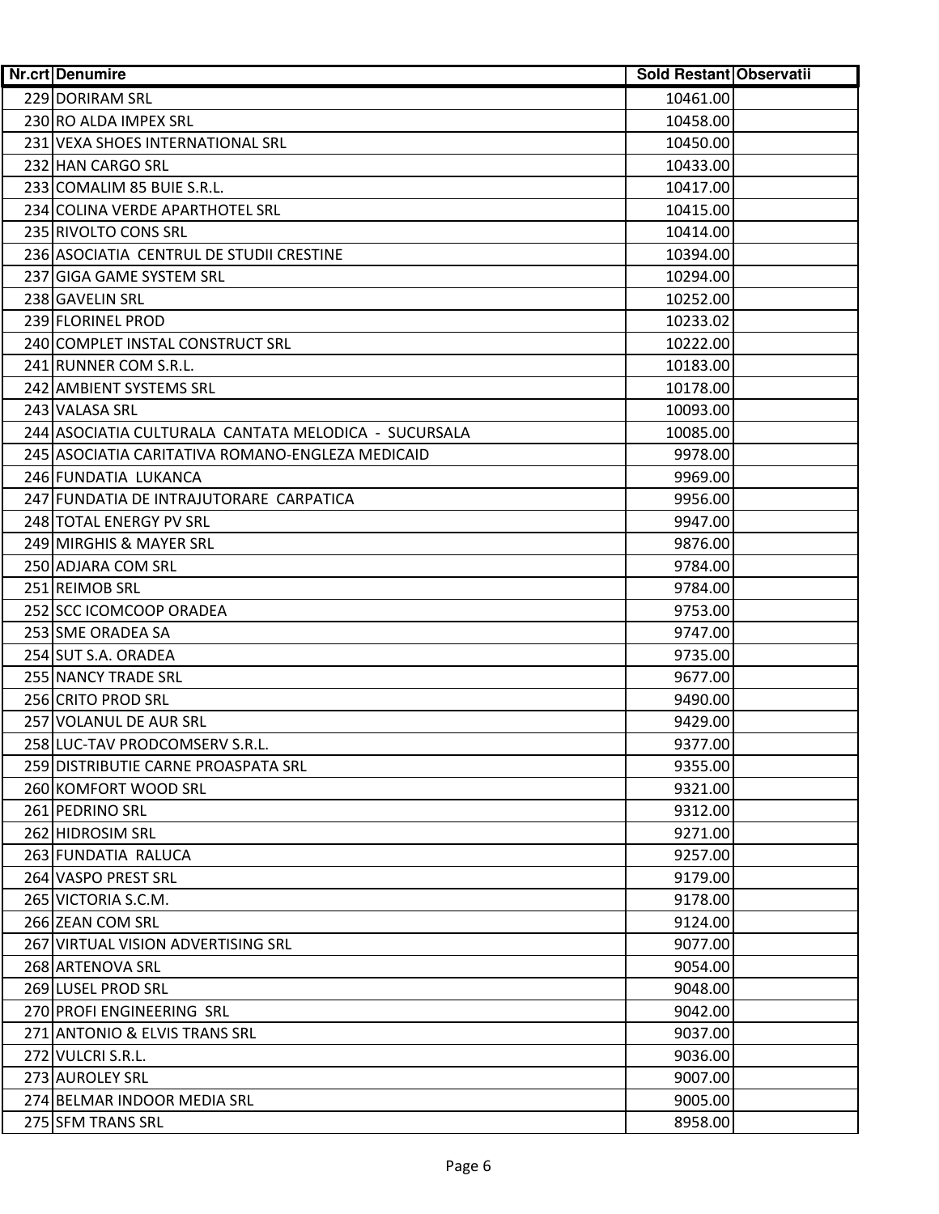| Nr.crt | Denumire | Sold Restant | Observatii |
|---|---|---|---|
| 229 | DORIRAM SRL | 10461.00 | |
| 230 | RO ALDA IMPEX SRL | 10458.00 | |
| 231 | VEXA SHOES INTERNATIONAL SRL | 10450.00 | |
| 232 | HAN CARGO SRL | 10433.00 | |
| 233 | COMALIM 85 BUIE S.R.L. | 10417.00 | |
| 234 | COLINA VERDE APARTHOTEL SRL | 10415.00 | |
| 235 | RIVOLTO CONS SRL | 10414.00 | |
| 236 | ASOCIATIA CENTRUL DE STUDII CRESTINE | 10394.00 | |
| 237 | GIGA GAME SYSTEM SRL | 10294.00 | |
| 238 | GAVELIN SRL | 10252.00 | |
| 239 | FLORINEL PROD | 10233.02 | |
| 240 | COMPLET INSTAL CONSTRUCT SRL | 10222.00 | |
| 241 | RUNNER COM S.R.L. | 10183.00 | |
| 242 | AMBIENT SYSTEMS SRL | 10178.00 | |
| 243 | VALASA SRL | 10093.00 | |
| 244 | ASOCIATIA CULTURALA CANTATA MELODICA - SUCURSALA | 10085.00 | |
| 245 | ASOCIATIA CARITATIVA ROMANO-ENGLEZA MEDICAID | 9978.00 | |
| 246 | FUNDATIA LUKANCA | 9969.00 | |
| 247 | FUNDATIA DE INTRAJUTORARE CARPATICA | 9956.00 | |
| 248 | TOTAL ENERGY PV SRL | 9947.00 | |
| 249 | MIRGHIS & MAYER SRL | 9876.00 | |
| 250 | ADJARA COM SRL | 9784.00 | |
| 251 | REIMOB SRL | 9784.00 | |
| 252 | SCC ICOMCOOP ORADEA | 9753.00 | |
| 253 | SME ORADEA SA | 9747.00 | |
| 254 | SUT S.A. ORADEA | 9735.00 | |
| 255 | NANCY TRADE SRL | 9677.00 | |
| 256 | CRITO PROD SRL | 9490.00 | |
| 257 | VOLANUL DE AUR SRL | 9429.00 | |
| 258 | LUC-TAV PRODCOMSERV S.R.L. | 9377.00 | |
| 259 | DISTRIBUTIE CARNE PROASPATA SRL | 9355.00 | |
| 260 | KOMFORT WOOD SRL | 9321.00 | |
| 261 | PEDRINO SRL | 9312.00 | |
| 262 | HIDROSIM SRL | 9271.00 | |
| 263 | FUNDATIA RALUCA | 9257.00 | |
| 264 | VASPO PREST SRL | 9179.00 | |
| 265 | VICTORIA S.C.M. | 9178.00 | |
| 266 | ZEAN COM SRL | 9124.00 | |
| 267 | VIRTUAL VISION ADVERTISING SRL | 9077.00 | |
| 268 | ARTENOVA SRL | 9054.00 | |
| 269 | LUSEL PROD SRL | 9048.00 | |
| 270 | PROFI ENGINEERING SRL | 9042.00 | |
| 271 | ANTONIO & ELVIS TRANS SRL | 9037.00 | |
| 272 | VULCRI S.R.L. | 9036.00 | |
| 273 | AUROLEY SRL | 9007.00 | |
| 274 | BELMAR INDOOR MEDIA SRL | 9005.00 | |
| 275 | SFM TRANS SRL | 8958.00 | |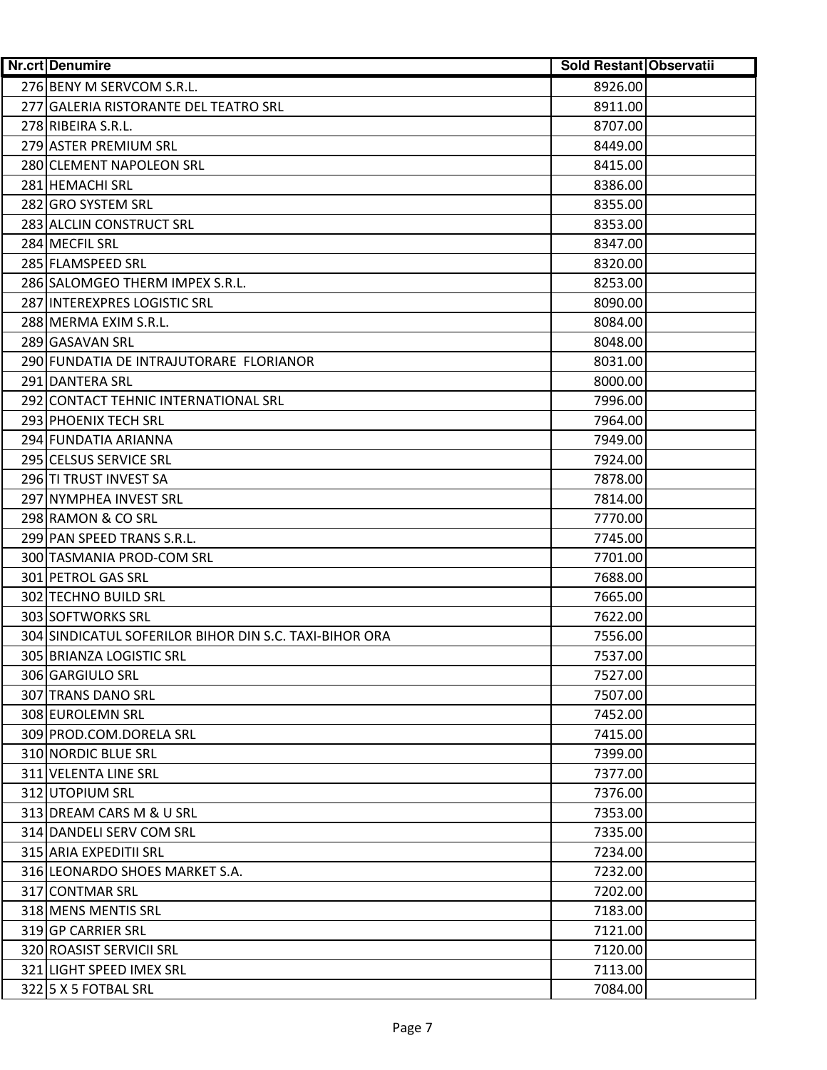| Nr.crt | Denumire | Sold Restant | Observatii |
|---|---|---|---|
| 276 | BENY M SERVCOM S.R.L. | 8926.00 | |
| 277 | GALERIA RISTORANTE DEL TEATRO SRL | 8911.00 | |
| 278 | RIBEIRA S.R.L. | 8707.00 | |
| 279 | ASTER PREMIUM SRL | 8449.00 | |
| 280 | CLEMENT NAPOLEON SRL | 8415.00 | |
| 281 | HEMACHI SRL | 8386.00 | |
| 282 | GRO SYSTEM SRL | 8355.00 | |
| 283 | ALCLIN CONSTRUCT SRL | 8353.00 | |
| 284 | MECFIL SRL | 8347.00 | |
| 285 | FLAMSPEED SRL | 8320.00 | |
| 286 | SALOMGEO THERM IMPEX S.R.L. | 8253.00 | |
| 287 | INTEREXPRES LOGISTIC SRL | 8090.00 | |
| 288 | MERMA EXIM S.R.L. | 8084.00 | |
| 289 | GASAVAN SRL | 8048.00 | |
| 290 | FUNDATIA DE INTRAJUTORARE FLORIANOR | 8031.00 | |
| 291 | DANTERA SRL | 8000.00 | |
| 292 | CONTACT TEHNIC INTERNATIONAL SRL | 7996.00 | |
| 293 | PHOENIX TECH SRL | 7964.00 | |
| 294 | FUNDATIA ARIANNA | 7949.00 | |
| 295 | CELSUS SERVICE SRL | 7924.00 | |
| 296 | TI TRUST INVEST SA | 7878.00 | |
| 297 | NYMPHEA INVEST SRL | 7814.00 | |
| 298 | RAMON & CO SRL | 7770.00 | |
| 299 | PAN SPEED TRANS S.R.L. | 7745.00 | |
| 300 | TASMANIA PROD-COM SRL | 7701.00 | |
| 301 | PETROL GAS SRL | 7688.00 | |
| 302 | TECHNO BUILD SRL | 7665.00 | |
| 303 | SOFTWORKS SRL | 7622.00 | |
| 304 | SINDICATUL SOFERILOR BIHOR DIN S.C. TAXI-BIHOR ORA | 7556.00 | |
| 305 | BRIANZA LOGISTIC SRL | 7537.00 | |
| 306 | GARGIULO SRL | 7527.00 | |
| 307 | TRANS DANO SRL | 7507.00 | |
| 308 | EUROLEMN SRL | 7452.00 | |
| 309 | PROD.COM.DORELA SRL | 7415.00 | |
| 310 | NORDIC BLUE SRL | 7399.00 | |
| 311 | VELENTA LINE SRL | 7377.00 | |
| 312 | UTOPIUM SRL | 7376.00 | |
| 313 | DREAM CARS M & U SRL | 7353.00 | |
| 314 | DANDELI SERV COM SRL | 7335.00 | |
| 315 | ARIA EXPEDITII SRL | 7234.00 | |
| 316 | LEONARDO SHOES MARKET S.A. | 7232.00 | |
| 317 | CONTMAR SRL | 7202.00 | |
| 318 | MENS MENTIS SRL | 7183.00 | |
| 319 | GP CARRIER SRL | 7121.00 | |
| 320 | ROASIST SERVICII SRL | 7120.00 | |
| 321 | LIGHT SPEED IMEX SRL | 7113.00 | |
| 322 | 5 X 5 FOTBAL SRL | 7084.00 | |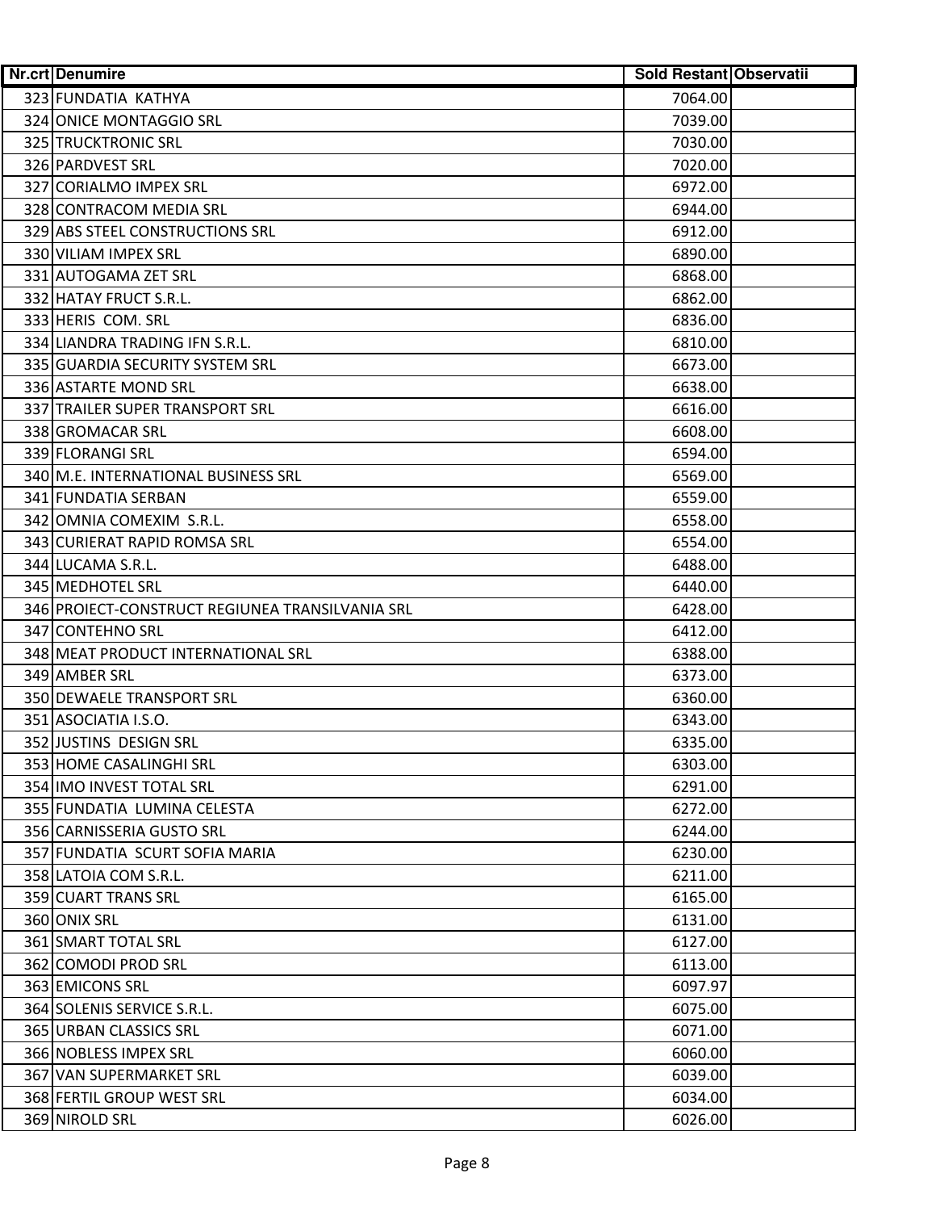| Nr.crt | Denumire | Sold Restant | Observatii |
|---|---|---|---|
| 323 | FUNDATIA KATHYA | 7064.00 | |
| 324 | ONICE MONTAGGIO SRL | 7039.00 | |
| 325 | TRUCKTRONIC SRL | 7030.00 | |
| 326 | PARDVEST SRL | 7020.00 | |
| 327 | CORIALMO IMPEX SRL | 6972.00 | |
| 328 | CONTRACOM MEDIA SRL | 6944.00 | |
| 329 | ABS STEEL CONSTRUCTIONS SRL | 6912.00 | |
| 330 | VILIAM IMPEX SRL | 6890.00 | |
| 331 | AUTOGAMA ZET SRL | 6868.00 | |
| 332 | HATAY FRUCT S.R.L. | 6862.00 | |
| 333 | HERIS COM. SRL | 6836.00 | |
| 334 | LIANDRA TRADING IFN S.R.L. | 6810.00 | |
| 335 | GUARDIA SECURITY SYSTEM SRL | 6673.00 | |
| 336 | ASTARTE MOND SRL | 6638.00 | |
| 337 | TRAILER SUPER TRANSPORT SRL | 6616.00 | |
| 338 | GROMACAR SRL | 6608.00 | |
| 339 | FLORANGI SRL | 6594.00 | |
| 340 | M.E. INTERNATIONAL BUSINESS SRL | 6569.00 | |
| 341 | FUNDATIA SERBAN | 6559.00 | |
| 342 | OMNIA COMEXIM S.R.L. | 6558.00 | |
| 343 | CURIERAT RAPID ROMSA SRL | 6554.00 | |
| 344 | LUCAMA S.R.L. | 6488.00 | |
| 345 | MEDHOTEL SRL | 6440.00 | |
| 346 | PROIECT-CONSTRUCT REGIUNEA TRANSILVANIA SRL | 6428.00 | |
| 347 | CONTEHNO SRL | 6412.00 | |
| 348 | MEAT PRODUCT INTERNATIONAL SRL | 6388.00 | |
| 349 | AMBER SRL | 6373.00 | |
| 350 | DEWAELE TRANSPORT SRL | 6360.00 | |
| 351 | ASOCIATIA I.S.O. | 6343.00 | |
| 352 | JUSTINS DESIGN SRL | 6335.00 | |
| 353 | HOME CASALINGHI SRL | 6303.00 | |
| 354 | IMO INVEST TOTAL SRL | 6291.00 | |
| 355 | FUNDATIA LUMINA CELESTA | 6272.00 | |
| 356 | CARNISSERIA GUSTO SRL | 6244.00 | |
| 357 | FUNDATIA SCURT SOFIA MARIA | 6230.00 | |
| 358 | LATOIA COM S.R.L. | 6211.00 | |
| 359 | CUART TRANS SRL | 6165.00 | |
| 360 | ONIX SRL | 6131.00 | |
| 361 | SMART TOTAL SRL | 6127.00 | |
| 362 | COMODI PROD SRL | 6113.00 | |
| 363 | EMICONS SRL | 6097.97 | |
| 364 | SOLENIS SERVICE S.R.L. | 6075.00 | |
| 365 | URBAN CLASSICS SRL | 6071.00 | |
| 366 | NOBLESS IMPEX SRL | 6060.00 | |
| 367 | VAN SUPERMARKET SRL | 6039.00 | |
| 368 | FERTIL GROUP WEST SRL | 6034.00 | |
| 369 | NIROLD SRL | 6026.00 | |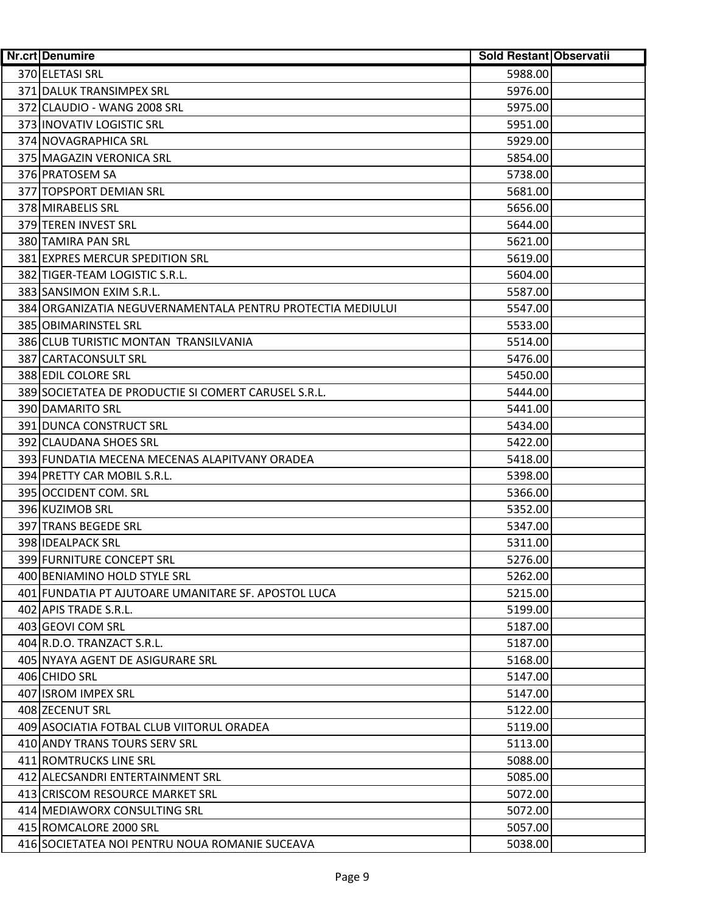| Nr.crt | Denumire | Sold Restant | Observatii |
|---|---|---|---|
| 370 | ELETASI SRL | 5988.00 | |
| 371 | DALUK TRANSIMPEX SRL | 5976.00 | |
| 372 | CLAUDIO - WANG 2008 SRL | 5975.00 | |
| 373 | INOVATIV LOGISTIC SRL | 5951.00 | |
| 374 | NOVAGRAPHICA SRL | 5929.00 | |
| 375 | MAGAZIN VERONICA SRL | 5854.00 | |
| 376 | PRATOSEM SA | 5738.00 | |
| 377 | TOPSPORT DEMIAN SRL | 5681.00 | |
| 378 | MIRABELIS SRL | 5656.00 | |
| 379 | TEREN INVEST SRL | 5644.00 | |
| 380 | TAMIRA PAN SRL | 5621.00 | |
| 381 | EXPRES MERCUR SPEDITION SRL | 5619.00 | |
| 382 | TIGER-TEAM LOGISTIC S.R.L. | 5604.00 | |
| 383 | SANSIMON EXIM S.R.L. | 5587.00 | |
| 384 | ORGANIZATIA NEGUVERNAMENTALA PENTRU PROTECTIA MEDIULUI | 5547.00 | |
| 385 | OBIMARINSTEL SRL | 5533.00 | |
| 386 | CLUB TURISTIC MONTAN TRANSILVANIA | 5514.00 | |
| 387 | CARTACONSULT SRL | 5476.00 | |
| 388 | EDIL COLORE SRL | 5450.00 | |
| 389 | SOCIETATEA DE PRODUCTIE SI COMERT CARUSEL S.R.L. | 5444.00 | |
| 390 | DAMARITO SRL | 5441.00 | |
| 391 | DUNCA CONSTRUCT SRL | 5434.00 | |
| 392 | CLAUDANA SHOES SRL | 5422.00 | |
| 393 | FUNDATIA MECENA MECENAS ALAPITVANY ORADEA | 5418.00 | |
| 394 | PRETTY CAR MOBIL S.R.L. | 5398.00 | |
| 395 | OCCIDENT COM. SRL | 5366.00 | |
| 396 | KUZIMOB SRL | 5352.00 | |
| 397 | TRANS BEGEDE SRL | 5347.00 | |
| 398 | IDEALPACK SRL | 5311.00 | |
| 399 | FURNITURE CONCEPT SRL | 5276.00 | |
| 400 | BENIAMINO HOLD STYLE SRL | 5262.00 | |
| 401 | FUNDATIA PT AJUTOARE UMANITARE SF. APOSTOL LUCA | 5215.00 | |
| 402 | APIS TRADE S.R.L. | 5199.00 | |
| 403 | GEOVI COM SRL | 5187.00 | |
| 404 | R.D.O. TRANZACT S.R.L. | 5187.00 | |
| 405 | NYAYA AGENT DE ASIGURARE SRL | 5168.00 | |
| 406 | CHIDO SRL | 5147.00 | |
| 407 | ISROM IMPEX SRL | 5147.00 | |
| 408 | ZECENUT SRL | 5122.00 | |
| 409 | ASOCIATIA FOTBAL CLUB VIITORUL ORADEA | 5119.00 | |
| 410 | ANDY TRANS TOURS SERV SRL | 5113.00 | |
| 411 | ROMTRUCKS LINE SRL | 5088.00 | |
| 412 | ALECSANDRI ENTERTAINMENT SRL | 5085.00 | |
| 413 | CRISCOM RESOURCE MARKET SRL | 5072.00 | |
| 414 | MEDIAWORX CONSULTING SRL | 5072.00 | |
| 415 | ROMCALORE 2000 SRL | 5057.00 | |
| 416 | SOCIETATEA NOI PENTRU NOUA ROMANIE SUCEAVA | 5038.00 | |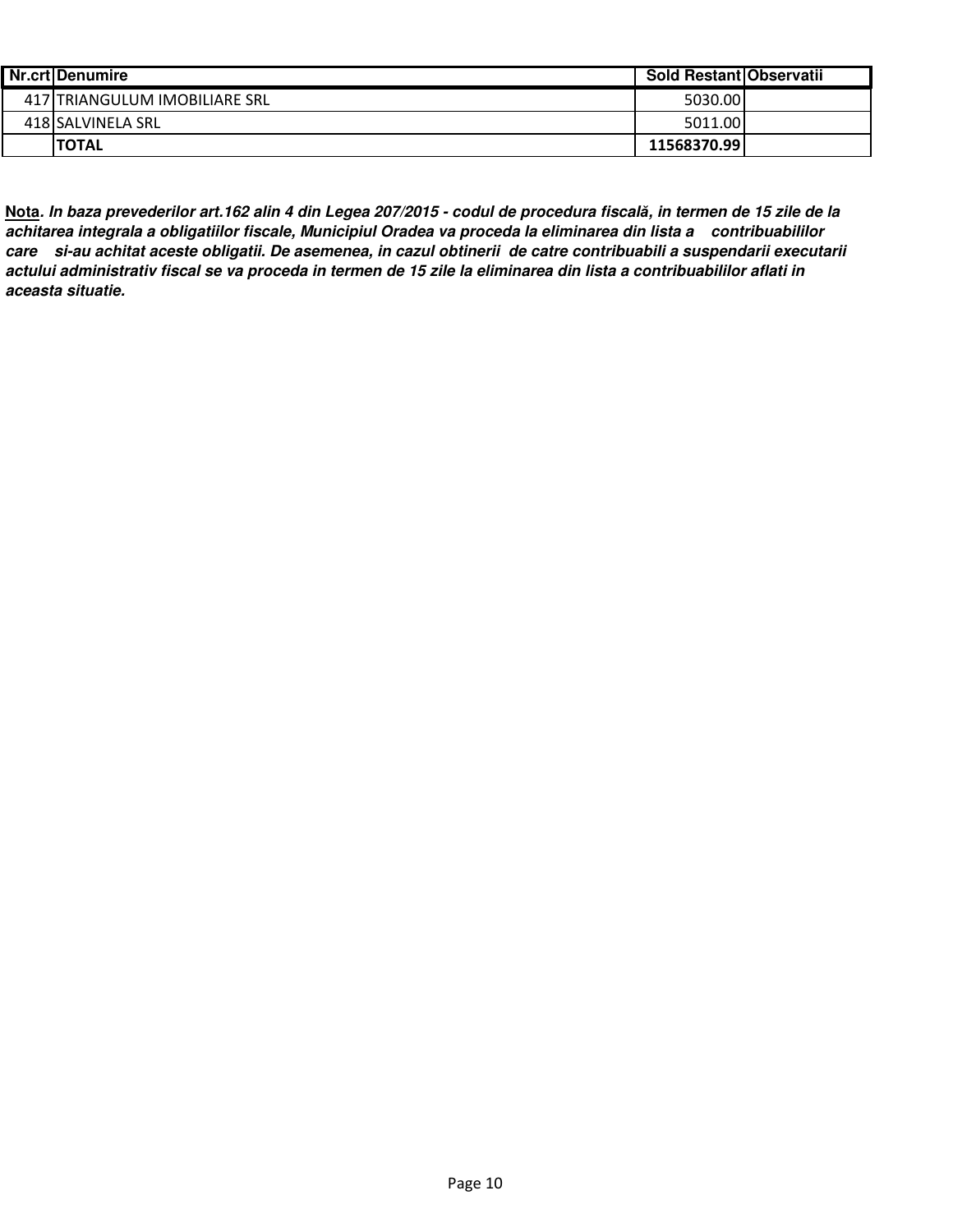| Nr.crt | Denumire | Sold Restant | Observatii |
|---|---|---|---|
| 417 | TRIANGULUM IMOBILIARE SRL | 5030.00 | |
| 418 | SALVINELA SRL | 5011.00 | |
| | **TOTAL** | **11568370.99** | |

**Nota**. ***In baza prevederilor art.162 alin 4 din Legea 207/2015 - codul de procedura fiscală, in termen de 15 zile de la achitarea integrala a obligatiilor fiscale, Municipiul Oradea va proceda la eliminarea din lista a contribuabililor care si-au achitat aceste obligatii. De asemenea, in cazul obtinerii de catre contribuabili a suspendarii executarii actului administrativ fiscal se va proceda in termen de 15 zile la eliminarea din lista a contribuabililor aflati in aceasta situatie.***